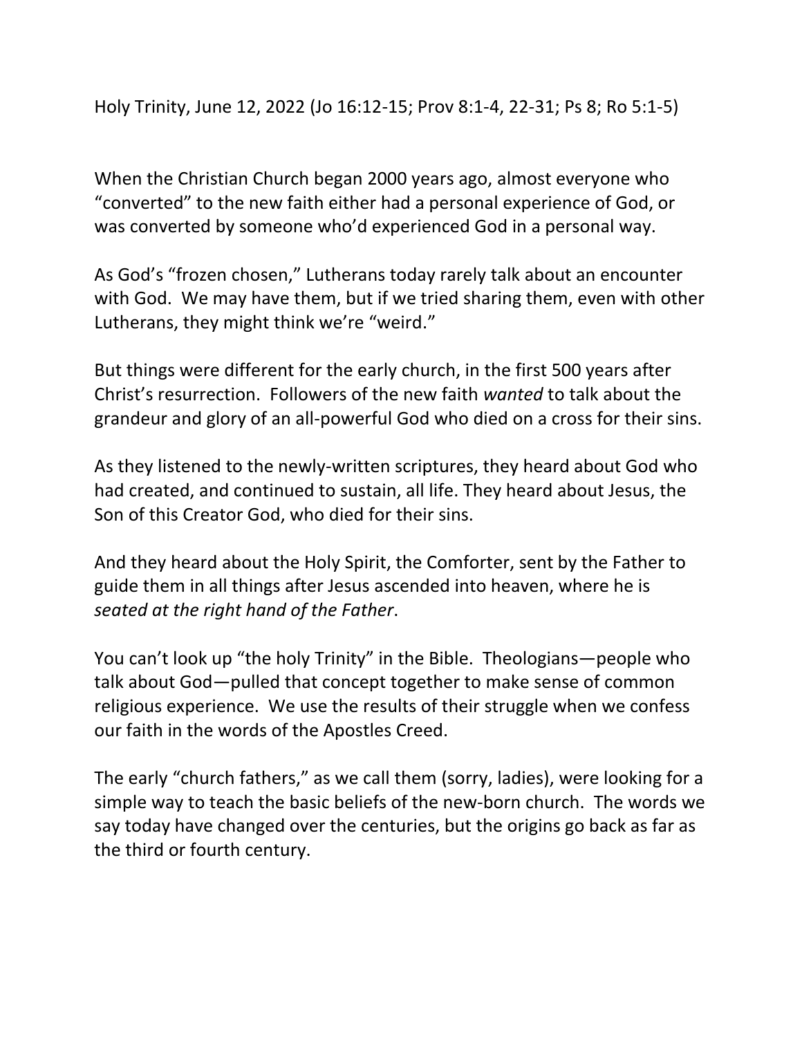Holy Trinity, June 12, 2022 (Jo 16:12-15; Prov 8:1-4, 22-31; Ps 8; Ro 5:1-5)

When the Christian Church began 2000 years ago, almost everyone who "converted" to the new faith either had a personal experience of God, or was converted by someone who'd experienced God in a personal way.

As God's "frozen chosen," Lutherans today rarely talk about an encounter with God. We may have them, but if we tried sharing them, even with other Lutherans, they might think we're "weird."

But things were different for the early church, in the first 500 years after Christ's resurrection. Followers of the new faith *wanted* to talk about the grandeur and glory of an all-powerful God who died on a cross for their sins.

As they listened to the newly-written scriptures, they heard about God who had created, and continued to sustain, all life. They heard about Jesus, the Son of this Creator God, who died for their sins.

And they heard about the Holy Spirit, the Comforter, sent by the Father to guide them in all things after Jesus ascended into heaven, where he is *seated at the right hand of the Father*.

You can't look up "the holy Trinity" in the Bible. Theologians—people who talk about God—pulled that concept together to make sense of common religious experience. We use the results of their struggle when we confess our faith in the words of the Apostles Creed.

The early "church fathers," as we call them (sorry, ladies), were looking for a simple way to teach the basic beliefs of the new-born church. The words we say today have changed over the centuries, but the origins go back as far as the third or fourth century.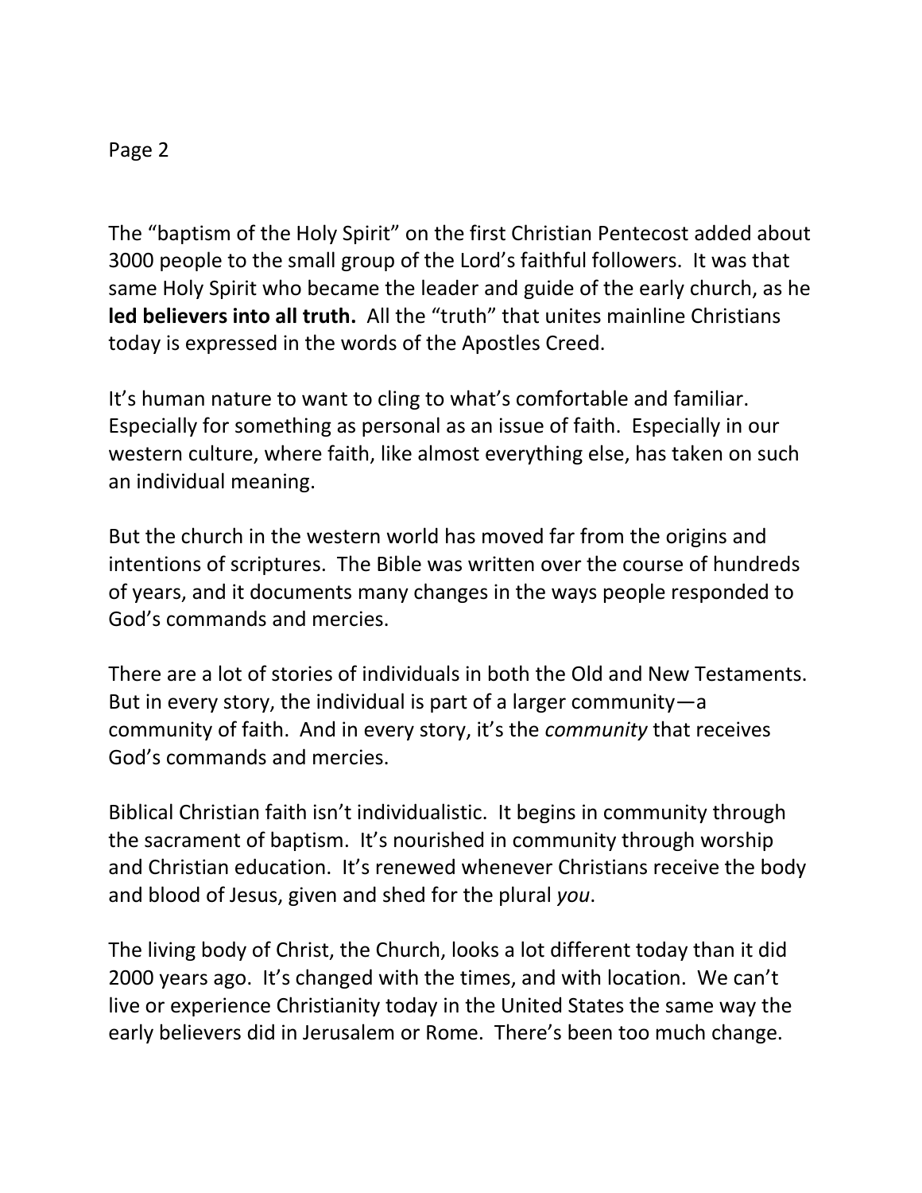The "baptism of the Holy Spirit" on the first Christian Pentecost added about 3000 people to the small group of the Lord's faithful followers. It was that same Holy Spirit who became the leader and guide of the early church, as he **led believers into all truth.** All the "truth" that unites mainline Christians today is expressed in the words of the Apostles Creed.

It's human nature to want to cling to what's comfortable and familiar. Especially for something as personal as an issue of faith. Especially in our western culture, where faith, like almost everything else, has taken on such an individual meaning.

But the church in the western world has moved far from the origins and intentions of scriptures. The Bible was written over the course of hundreds of years, and it documents many changes in the ways people responded to God's commands and mercies.

There are a lot of stories of individuals in both the Old and New Testaments. But in every story, the individual is part of a larger community—a community of faith. And in every story, it's the *community* that receives God's commands and mercies.

Biblical Christian faith isn't individualistic. It begins in community through the sacrament of baptism. It's nourished in community through worship and Christian education. It's renewed whenever Christians receive the body and blood of Jesus, given and shed for the plural *you*.

The living body of Christ, the Church, looks a lot different today than it did 2000 years ago. It's changed with the times, and with location. We can't live or experience Christianity today in the United States the same way the early believers did in Jerusalem or Rome. There's been too much change.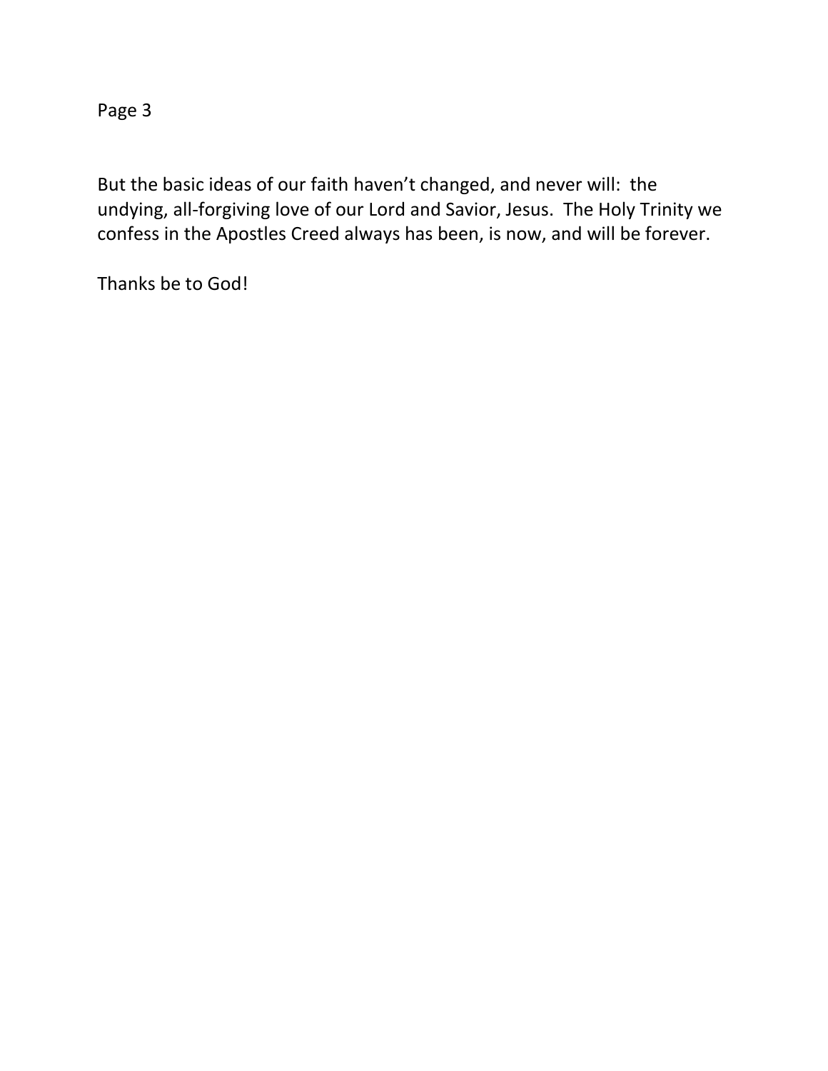But the basic ideas of our faith haven't changed, and never will: the undying, all-forgiving love of our Lord and Savior, Jesus. The Holy Trinity we confess in the Apostles Creed always has been, is now, and will be forever.

Thanks be to God!